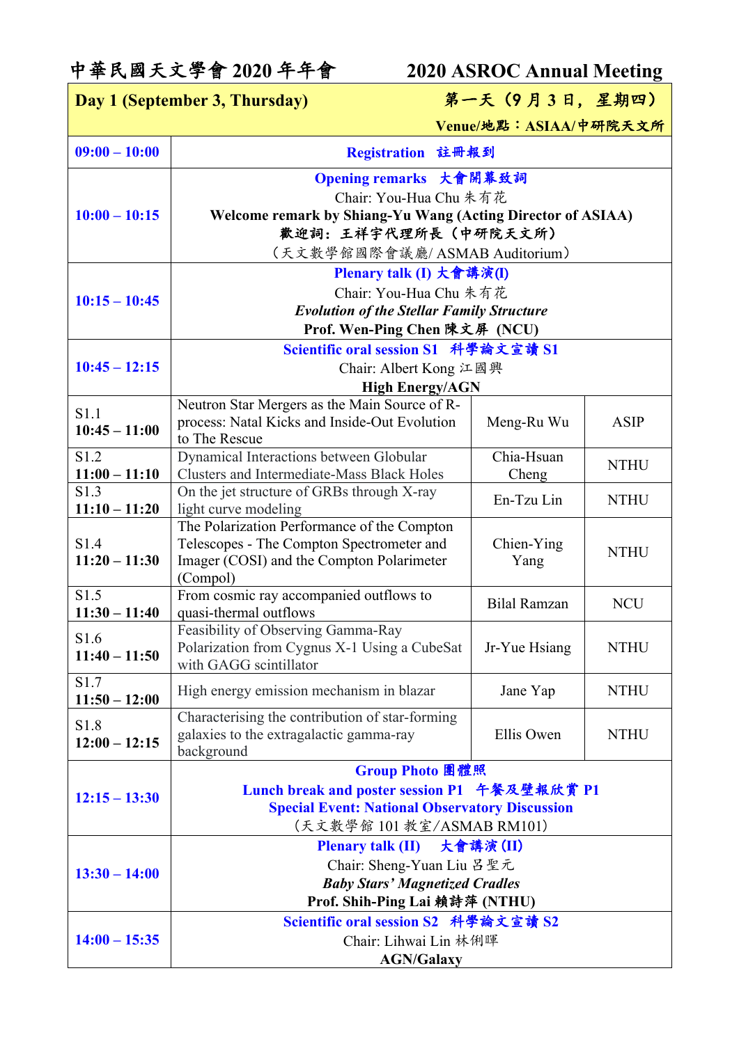# 中華民國天文學會 2020 年年會　　2020 ASROC Annual Meeting

| Day 1 (September 3, Thursday) | 第一天（9 月 3 日，星期四）<br>Venue/地點：ASIAA/中研院天文所 | | |
|---|---|---|---|
| 09:00 – 10:00 | Registration　註冊報到 | | |
| 10:00 – 10:15 | Opening remarks　大會開幕致詞<br>Chair: You-Hua Chu 朱有花<br>**Welcome remark by Shiang-Yu Wang (Acting Director of ASIAA)**<br>**歡迎詞：王祥宇代理所長（中研院天文所）**<br>（天文數學館國際會議廳/ ASMAB Auditorium） | | |
| 10:15 – 10:45 | Plenary talk (I) 大會講演(I)<br>Chair: You-Hua Chu 朱有花<br>***Evolution of the Stellar Family Structure***<br>**Prof. Wen-Ping Chen 陳文屏 (NCU)** | | |
| 10:45 – 12:15 | Scientific oral session S1　科學論文宣讀 S1<br>Chair: Albert Kong 江國興<br>**High Energy/AGN** | | |
| S1.1<br>**10:45 – 11:00** | Neutron Star Mergers as the Main Source of R-process: Natal Kicks and Inside-Out Evolution to The Rescue | Meng-Ru Wu | ASIP |
| S1.2<br>**11:00 – 11:10** | Dynamical Interactions between Globular Clusters and Intermediate-Mass Black Holes | Chia-Hsuan Cheng | NTHU |
| S1.3<br>**11:10 – 11:20** | On the jet structure of GRBs through X-ray light curve modeling | En-Tzu Lin | NTHU |
| S1.4<br>**11:20 – 11:30** | The Polarization Performance of the Compton Telescopes - The Compton Spectrometer and Imager (COSI) and the Compton Polarimeter (Compol) | Chien-Ying Yang | NTHU |
| S1.5<br>**11:30 – 11:40** | From cosmic ray accompanied outflows to quasi-thermal outflows | Bilal Ramzan | NCU |
| S1.6<br>**11:40 – 11:50** | Feasibility of Observing Gamma-Ray Polarization from Cygnus X-1 Using a CubeSat with GAGG scintillator | Jr-Yue Hsiang | NTHU |
| S1.7<br>**11:50 – 12:00** | High energy emission mechanism in blazar | Jane Yap | NTHU |
| S1.8<br>**12:00 – 12:15** | Characterising the contribution of star-forming galaxies to the extragalactic gamma-ray background | Ellis Owen | NTHU |
| 12:15 – 13:30 | Group Photo 團體照<br>Lunch break and poster session P1　午餐及壁報欣賞 P1<br>Special Event: National Observatory Discussion<br>（天文數學館 101 教室/ASMAB RM101） | | |
| 13:30 – 14:00 | Plenary talk (II)　大會講演 (II)<br>Chair: Sheng-Yuan Liu 呂聖元<br>***Baby Stars' Magnetized Cradles***<br>**Prof. Shih-Ping Lai 賴詩萍 (NTHU)** | | |
| 14:00 – 15:35 | Scientific oral session S2　科學論文宣讀 S2<br>Chair: Lihwai Lin 林俐暉<br>**AGN/Galaxy** | | |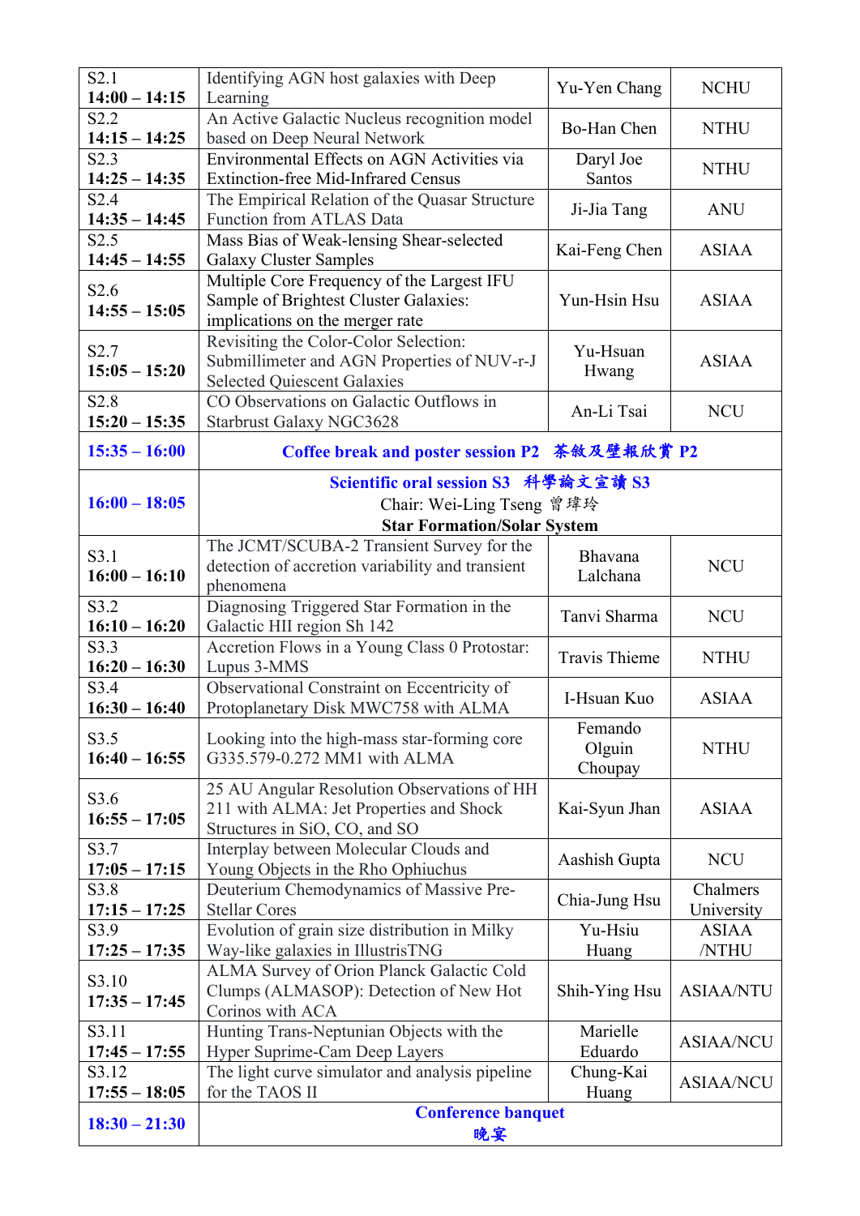| | | | |
|---|---|---|---|
| S2.1 **14:00 – 14:15** | Identifying AGN host galaxies with Deep Learning | Yu-Yen Chang | NCHU |
| S2.2 **14:15 – 14:25** | An Active Galactic Nucleus recognition model based on Deep Neural Network | Bo-Han Chen | NTHU |
| S2.3 **14:25 – 14:35** | Environmental Effects on AGN Activities via Extinction-free Mid-Infrared Census | Daryl Joe Santos | NTHU |
| S2.4 **14:35 – 14:45** | The Empirical Relation of the Quasar Structure Function from ATLAS Data | Ji-Jia Tang | ANU |
| S2.5 **14:45 – 14:55** | Mass Bias of Weak-lensing Shear-selected Galaxy Cluster Samples | Kai-Feng Chen | ASIAA |
| S2.6 **14:55 – 15:05** | Multiple Core Frequency of the Largest IFU Sample of Brightest Cluster Galaxies: implications on the merger rate | Yun-Hsin Hsu | ASIAA |
| S2.7 **15:05 – 15:20** | Revisiting the Color-Color Selection: Submillimeter and AGN Properties of NUV-r-J Selected Quiescent Galaxies | Yu-Hsuan Hwang | ASIAA |
| S2.8 **15:20 – 15:35** | CO Observations on Galactic Outflows in Starbrust Galaxy NGC3628 | An-Li Tsai | NCU |
| **15:35 – 16:00** | **Coffee break and poster session P2 茶敘及壁報欣賞 P2** | | |
| **16:00 – 18:05** | **Scientific oral session S3 科學論文宣讀 S3**<br>Chair: Wei-Ling Tseng 曾瑋玲<br>**Star Formation/Solar System** | | |
| S3.1 **16:00 – 16:10** | The JCMT/SCUBA-2 Transient Survey for the detection of accretion variability and transient phenomena | Bhavana Lalchana | NCU |
| S3.2 **16:10 – 16:20** | Diagnosing Triggered Star Formation in the Galactic HII region Sh 142 | Tanvi Sharma | NCU |
| S3.3 **16:20 – 16:30** | Accretion Flows in a Young Class 0 Protostar: Lupus 3-MMS | Travis Thieme | NTHU |
| S3.4 **16:30 – 16:40** | Observational Constraint on Eccentricity of Protoplanetary Disk MWC758 with ALMA | I-Hsuan Kuo | ASIAA |
| S3.5 **16:40 – 16:55** | Looking into the high-mass star-forming core G335.579-0.272 MM1 with ALMA | Femando Olguin Choupay | NTHU |
| S3.6 **16:55 – 17:05** | 25 AU Angular Resolution Observations of HH 211 with ALMA: Jet Properties and Shock Structures in SiO, CO, and SO | Kai-Syun Jhan | ASIAA |
| S3.7 **17:05 – 17:15** | Interplay between Molecular Clouds and Young Objects in the Rho Ophiuchus | Aashish Gupta | NCU |
| S3.8 **17:15 – 17:25** | Deuterium Chemodynamics of Massive Pre-Stellar Cores | Chia-Jung Hsu | Chalmers University |
| S3.9 **17:25 – 17:35** | Evolution of grain size distribution in Milky Way-like galaxies in IllustrisTNG | Yu-Hsiu Huang | ASIAA /NTHU |
| S3.10 **17:35 – 17:45** | ALMA Survey of Orion Planck Galactic Cold Clumps (ALMASOP): Detection of New Hot Corinos with ACA | Shih-Ying Hsu | ASIAA/NTU |
| S3.11 **17:45 – 17:55** | Hunting Trans-Neptunian Objects with the Hyper Suprime-Cam Deep Layers | Marielle Eduardo | ASIAA/NCU |
| S3.12 **17:55 – 18:05** | The light curve simulator and analysis pipeline for the TAOS II | Chung-Kai Huang | ASIAA/NCU |
| **18:30 – 21:30** | **Conference banquet**<br>**晚宴** | | |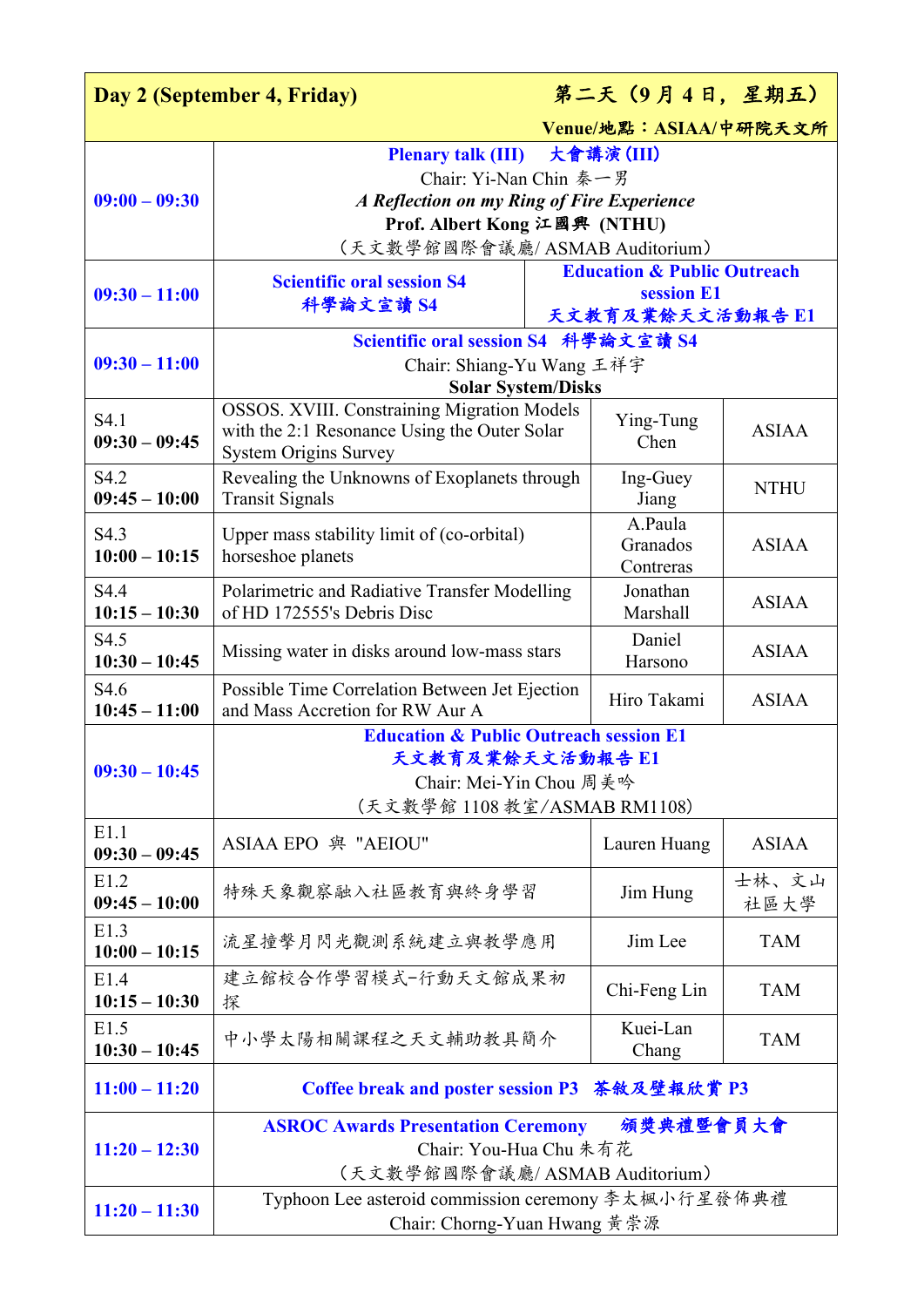| Day 2 (September 4, Friday) | 第二天（9 月 4 日，星期五）<br>Venue/地點：ASIAA/中研院天文所 | | |
|---|---|---|---|
| **09:00 – 09:30** | **Plenary talk (III)　大會講演 (III)**<br>Chair: Yi-Nan Chin 秦一男<br>***A Reflection on my Ring of Fire Experience***<br>**Prof. Albert Kong 江國興 (NTHU)**<br>（天文數學館國際會議廳/ ASMAB Auditorium） | | |
| **09:30 – 11:00** | **Scientific oral session S4**<br>**科學論文宣讀 S4** | **Education & Public Outreach session E1**<br>**天文教育及業餘天文活動報告 E1** | |
| **09:30 – 11:00** | **Scientific oral session S4　科學論文宣讀 S4**<br>Chair: Shiang-Yu Wang 王祥宇<br>**Solar System/Disks** | | |
| S4.1<br>**09:30 – 09:45** | OSSOS. XVIII. Constraining Migration Models with the 2:1 Resonance Using the Outer Solar System Origins Survey | Ying-Tung Chen | ASIAA |
| S4.2<br>**09:45 – 10:00** | Revealing the Unknowns of Exoplanets through Transit Signals | Ing-Guey Jiang | NTHU |
| S4.3<br>**10:00 – 10:15** | Upper mass stability limit of (co-orbital) horseshoe planets | A.Paula Granados Contreras | ASIAA |
| S4.4<br>**10:15 – 10:30** | Polarimetric and Radiative Transfer Modelling of HD 172555's Debris Disc | Jonathan Marshall | ASIAA |
| S4.5<br>**10:30 – 10:45** | Missing water in disks around low-mass stars | Daniel Harsono | ASIAA |
| S4.6<br>**10:45 – 11:00** | Possible Time Correlation Between Jet Ejection and Mass Accretion for RW Aur A | Hiro Takami | ASIAA |
| **09:30 – 10:45** | **Education & Public Outreach session E1**<br>**天文教育及業餘天文活動報告 E1**<br>Chair: Mei-Yin Chou 周美吟<br>（天文數學館 1108 教室/ASMAB RM1108） | | |
| E1.1<br>**09:30 – 09:45** | ASIAA EPO 與 "AEIOU" | Lauren Huang | ASIAA |
| E1.2<br>**09:45 – 10:00** | 特殊天象觀察融入社區教育與終身學習 | Jim Hung | 士林、文山社區大學 |
| E1.3<br>**10:00 – 10:15** | 流星撞擊月閃光觀測系統建立與教學應用 | Jim Lee | TAM |
| E1.4<br>**10:15 – 10:30** | 建立館校合作學習模式-行動天文館成果初探 | Chi-Feng Lin | TAM |
| E1.5<br>**10:30 – 10:45** | 中小學太陽相關課程之天文輔助教具簡介 | Kuei-Lan Chang | TAM |
| **11:00 – 11:20** | **Coffee break and poster session P3　茶敘及壁報欣賞 P3** | | |
| **11:20 – 12:30** | **ASROC Awards Presentation Ceremony　頒獎典禮暨會員大會**<br>Chair: You-Hua Chu 朱有花<br>（天文數學館國際會議廳/ ASMAB Auditorium） | | |
| **11:20 – 11:30** | Typhoon Lee asteroid commission ceremony 李太楓小行星發佈典禮<br>Chair: Chorng-Yuan Hwang 黃崇源 | | |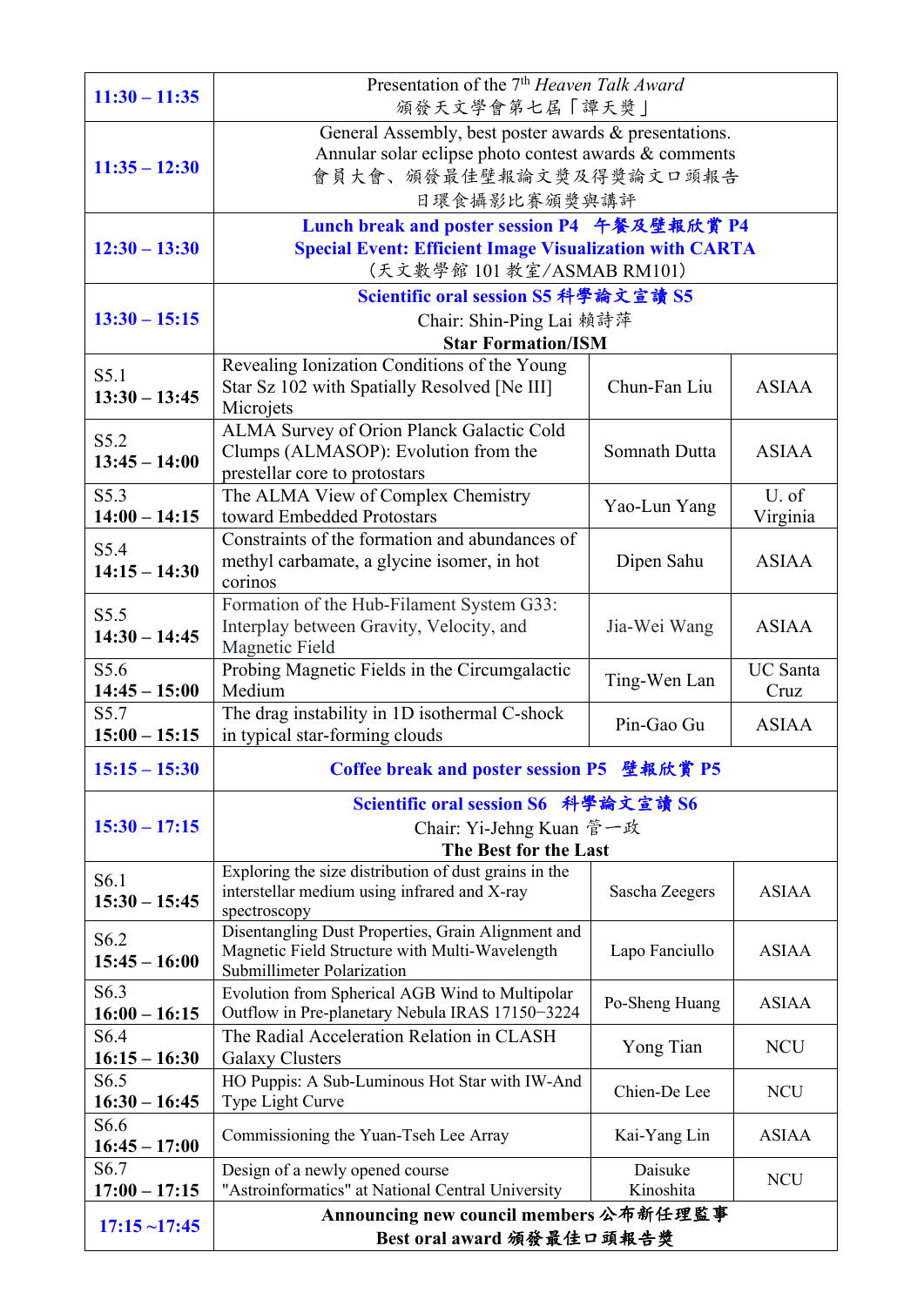| | | | |
|---|---|---|---|
| **11:30 – 11:35** | Presentation of the 7th *Heaven Talk Award*<br>頒發天文學會第七屆「譚天獎」 | | |
| **11:35 – 12:30** | General Assembly, best poster awards & presentations.<br>Annular solar eclipse photo contest awards & comments<br>會員大會、頒發最佳壁報論文獎及得獎論文口頭報告<br>日環食攝影比賽頒獎與講評 | | |
| **12:30 – 13:30** | **Lunch break and poster session P4 午餐及壁報欣賞 P4**<br>**Special Event: Efficient Image Visualization with CARTA**<br>(天文數學館 101 教室/ASMAB RM101) | | |
| **13:30 – 15:15** | **Scientific oral session S5 科學論文宣讀 S5**<br>Chair: Shin-Ping Lai 賴詩萍<br>**Star Formation/ISM** | | |
| S5.1<br>**13:30 – 13:45** | Revealing Ionization Conditions of the Young Star Sz 102 with Spatially Resolved [Ne III] Microjets | Chun-Fan Liu | ASIAA |
| S5.2<br>**13:45 – 14:00** | ALMA Survey of Orion Planck Galactic Cold Clumps (ALMASOP): Evolution from the prestellar core to protostars | Somnath Dutta | ASIAA |
| S5.3<br>**14:00 – 14:15** | The ALMA View of Complex Chemistry toward Embedded Protostars | Yao-Lun Yang | U. of Virginia |
| S5.4<br>**14:15 – 14:30** | Constraints of the formation and abundances of methyl carbamate, a glycine isomer, in hot corinos | Dipen Sahu | ASIAA |
| S5.5<br>**14:30 – 14:45** | Formation of the Hub-Filament System G33: Interplay between Gravity, Velocity, and Magnetic Field | Jia-Wei Wang | ASIAA |
| S5.6<br>**14:45 – 15:00** | Probing Magnetic Fields in the Circumgalactic Medium | Ting-Wen Lan | UC Santa Cruz |
| S5.7<br>**15:00 – 15:15** | The drag instability in 1D isothermal C-shock in typical star-forming clouds | Pin-Gao Gu | ASIAA |
| **15:15 – 15:30** | **Coffee break and poster session P5 壁報欣賞 P5** | | |
| **15:30 – 17:15** | **Scientific oral session S6 科學論文宣讀 S6**<br>Chair: Yi-Jehng Kuan 管一政<br>**The Best for the Last** | | |
| S6.1<br>**15:30 – 15:45** | Exploring the size distribution of dust grains in the interstellar medium using infrared and X-ray spectroscopy | Sascha Zeegers | ASIAA |
| S6.2<br>**15:45 – 16:00** | Disentangling Dust Properties, Grain Alignment and Magnetic Field Structure with Multi-Wavelength Submillimeter Polarization | Lapo Fanciullo | ASIAA |
| S6.3<br>**16:00 – 16:15** | Evolution from Spherical AGB Wind to Multipolar Outflow in Pre-planetary Nebula IRAS 17150−3224 | Po-Sheng Huang | ASIAA |
| S6.4<br>**16:15 – 16:30** | The Radial Acceleration Relation in CLASH Galaxy Clusters | Yong Tian | NCU |
| S6.5<br>**16:30 – 16:45** | HO Puppis: A Sub-Luminous Hot Star with IW-And Type Light Curve | Chien-De Lee | NCU |
| S6.6<br>**16:45 – 17:00** | Commissioning the Yuan-Tseh Lee Array | Kai-Yang Lin | ASIAA |
| S6.7<br>**17:00 – 17:15** | Design of a newly opened course "Astroinformatics" at National Central University | Daisuke Kinoshita | NCU |
| **17:15 ~17:45** | **Announcing new council members 公布新任理監事**<br>**Best oral award 頒發最佳口頭報告獎** | | |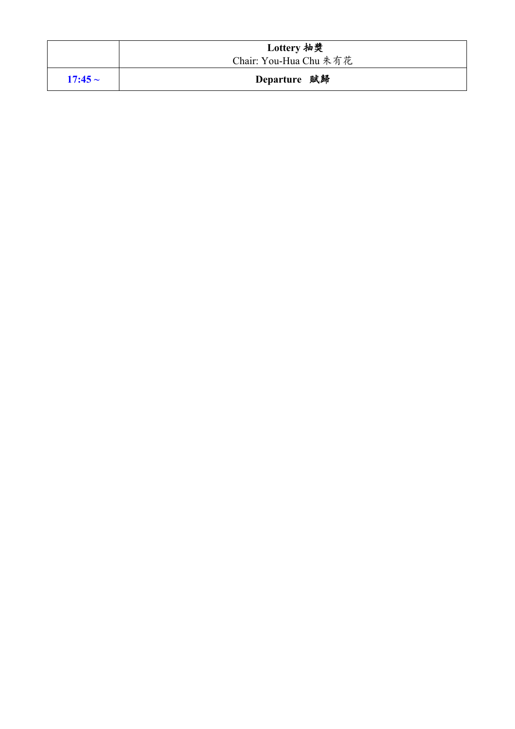| | |
|---|---|
| | **Lottery 抽獎**<br>Chair: You-Hua Chu 朱有花 |
| **17:45 ~** | **Departure 賦歸** |